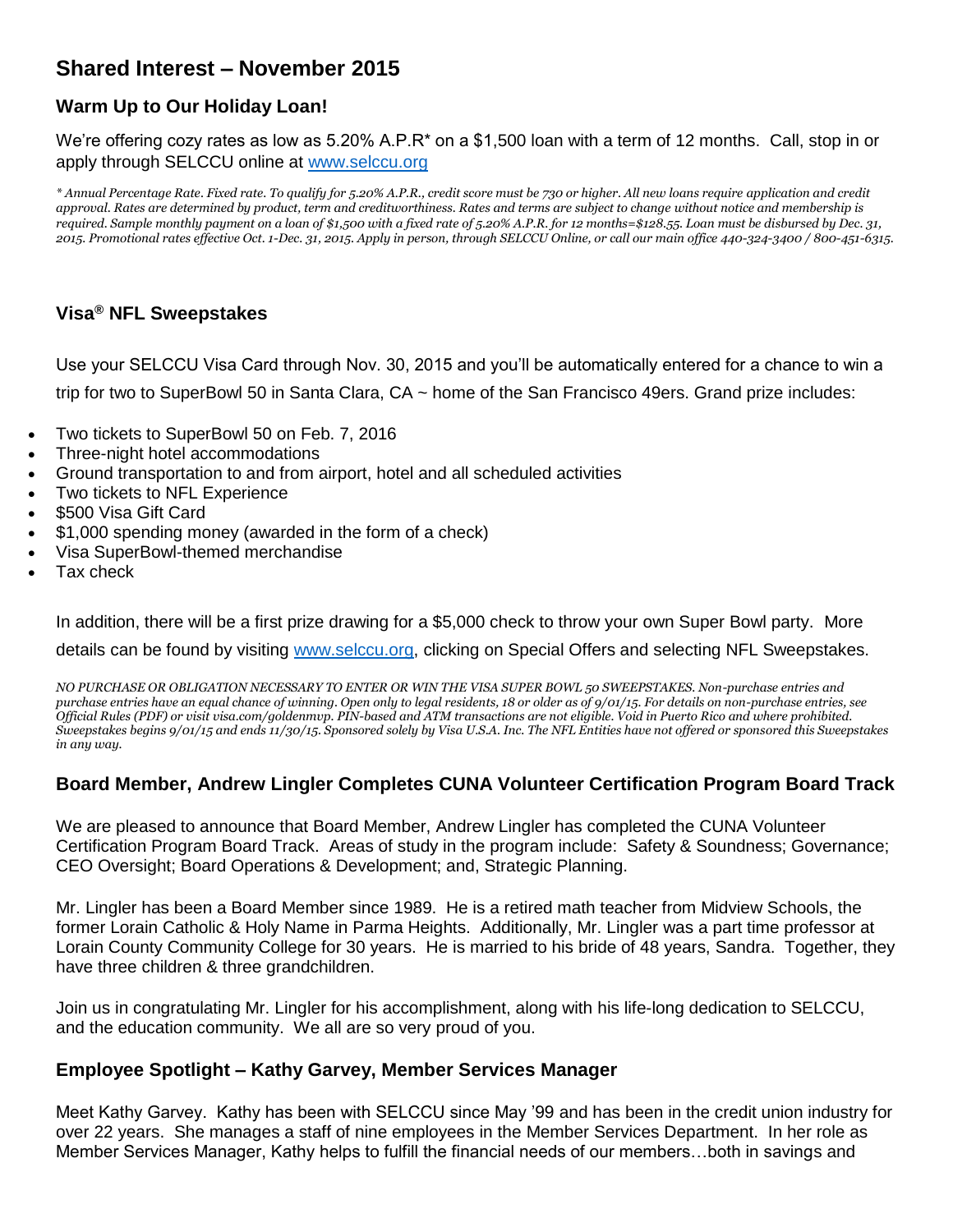# Shared Interest – November 2015

## Warm Up to Our Holiday Loan!

We're offering cozy rates as low as 5.20% A.P.R* on a $1,500 loan with a term of 12 months. Call, stop in or apply through SELCCU online at [www.selccu.org](http://www.selccu.org)

*\* Annual Percentage Rate. Fixed rate. To qualify for 5.20% A.P.R., credit score must be 730 or higher. All new loans require application and credit approval. Rates are determined by product, term and creditworthiness. Rates and terms are subject to change without notice and membership is required. Sample monthly payment on a loan of $1,500 with a fixed rate of 5.20% A.P.R. for 12 months=$128.55. Loan must be disbursed by Dec. 31, 2015. Promotional rates effective Oct. 1-Dec. 31, 2015. Apply in person, through SELCCU Online, or call our main office 440-324-3400 / 800-451-6315.*

## Visa® NFL Sweepstakes

Use your SELCCU Visa Card through Nov. 30, 2015 and you'll be automatically entered for a chance to win a trip for two to SuperBowl 50 in Santa Clara, CA ~ home of the San Francisco 49ers. Grand prize includes:

- Two tickets to SuperBowl 50 on Feb. 7, 2016
- Three-night hotel accommodations
- Ground transportation to and from airport, hotel and all scheduled activities
- Two tickets to NFL Experience
- $500 Visa Gift Card
- $1,000 spending money (awarded in the form of a check)
- Visa SuperBowl-themed merchandise
- Tax check

In addition, there will be a first prize drawing for a $5,000 check to throw your own Super Bowl party. More details can be found by visiting [www.selccu.org](http://www.selccu.org), clicking on Special Offers and selecting NFL Sweepstakes.

*NO PURCHASE OR OBLIGATION NECESSARY TO ENTER OR WIN THE VISA SUPER BOWL 50 SWEEPSTAKES. Non-purchase entries and purchase entries have an equal chance of winning. Open only to legal residents, 18 or older as of 9/01/15. For details on non-purchase entries, see Official Rules (PDF) or visit visa.com/goldenmvp. PIN-based and ATM transactions are not eligible. Void in Puerto Rico and where prohibited. Sweepstakes begins 9/01/15 and ends 11/30/15. Sponsored solely by Visa U.S.A. Inc. The NFL Entities have not offered or sponsored this Sweepstakes in any way.*

## Board Member, Andrew Lingler Completes CUNA Volunteer Certification Program Board Track

We are pleased to announce that Board Member, Andrew Lingler has completed the CUNA Volunteer Certification Program Board Track. Areas of study in the program include: Safety & Soundness; Governance; CEO Oversight; Board Operations & Development; and, Strategic Planning.

Mr. Lingler has been a Board Member since 1989. He is a retired math teacher from Midview Schools, the former Lorain Catholic & Holy Name in Parma Heights. Additionally, Mr. Lingler was a part time professor at Lorain County Community College for 30 years. He is married to his bride of 48 years, Sandra. Together, they have three children & three grandchildren.

Join us in congratulating Mr. Lingler for his accomplishment, along with his life-long dedication to SELCCU, and the education community. We all are so very proud of you.

## Employee Spotlight – Kathy Garvey, Member Services Manager

Meet Kathy Garvey. Kathy has been with SELCCU since May '99 and has been in the credit union industry for over 22 years. She manages a staff of nine employees in the Member Services Department. In her role as Member Services Manager, Kathy helps to fulfill the financial needs of our members…both in savings and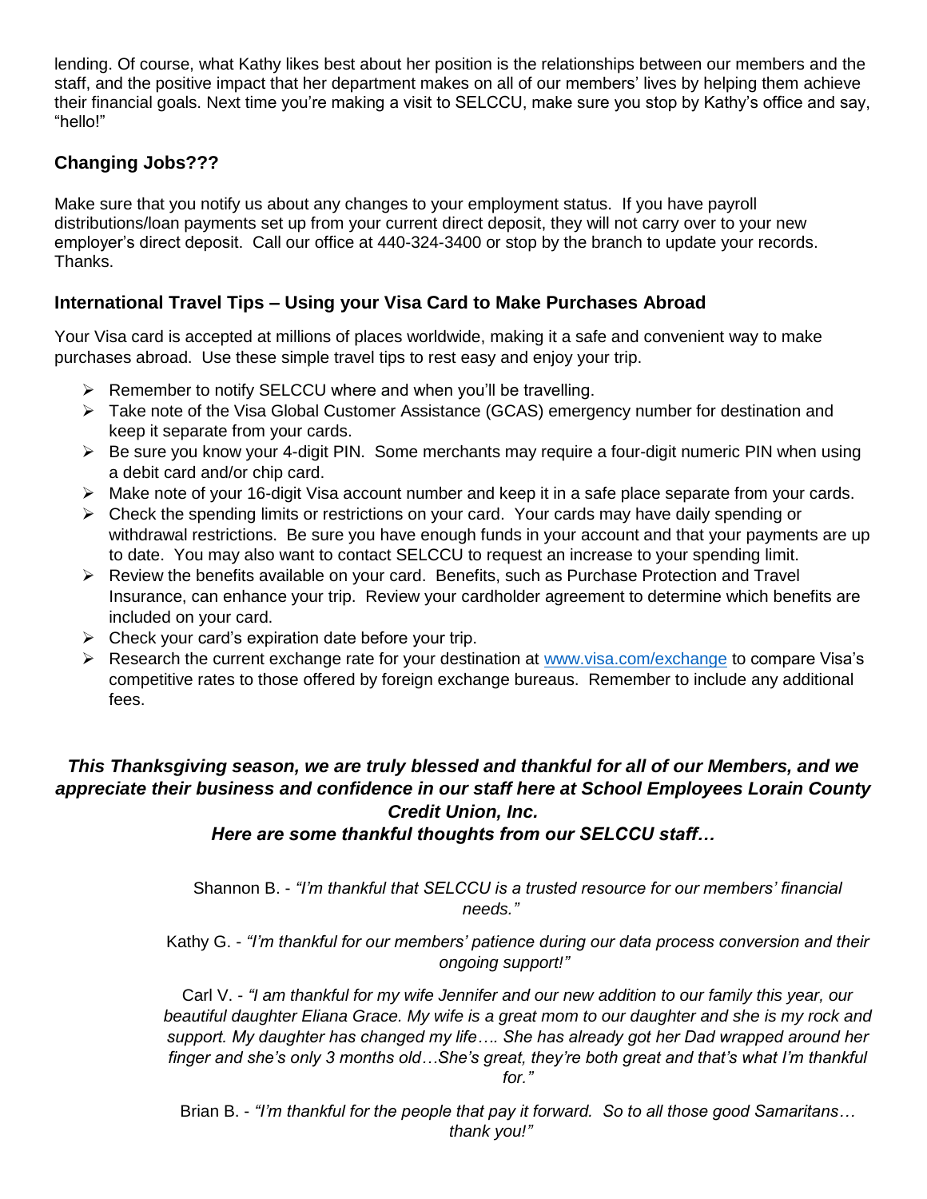lending. Of course, what Kathy likes best about her position is the relationships between our members and the staff, and the positive impact that her department makes on all of our members' lives by helping them achieve their financial goals. Next time you're making a visit to SELCCU, make sure you stop by Kathy's office and say, "hello!"

### Changing Jobs???

Make sure that you notify us about any changes to your employment status. If you have payroll distributions/loan payments set up from your current direct deposit, they will not carry over to your new employer's direct deposit. Call our office at 440-324-3400 or stop by the branch to update your records. Thanks.

### International Travel Tips – Using your Visa Card to Make Purchases Abroad

Your Visa card is accepted at millions of places worldwide, making it a safe and convenient way to make purchases abroad. Use these simple travel tips to rest easy and enjoy your trip.

- Remember to notify SELCCU where and when you'll be travelling.
- Take note of the Visa Global Customer Assistance (GCAS) emergency number for destination and keep it separate from your cards.
- Be sure you know your 4-digit PIN. Some merchants may require a four-digit numeric PIN when using a debit card and/or chip card.
- Make note of your 16-digit Visa account number and keep it in a safe place separate from your cards.
- Check the spending limits or restrictions on your card. Your cards may have daily spending or withdrawal restrictions. Be sure you have enough funds in your account and that your payments are up to date. You may also want to contact SELCCU to request an increase to your spending limit.
- Review the benefits available on your card. Benefits, such as Purchase Protection and Travel Insurance, can enhance your trip. Review your cardholder agreement to determine which benefits are included on your card.
- Check your card's expiration date before your trip.
- Research the current exchange rate for your destination at [www.visa.com/exchange](http://www.visa.com/exchange) to compare Visa's competitive rates to those offered by foreign exchange bureaus. Remember to include any additional fees.

***This Thanksgiving season, we are truly blessed and thankful for all of our Members, and we appreciate their business and confidence in our staff here at School Employees Lorain County Credit Union, Inc.***

***Here are some thankful thoughts from our SELCCU staff…***

Shannon B. - *"I'm thankful that SELCCU is a trusted resource for our members' financial needs."*

Kathy G. - *"I'm thankful for our members' patience during our data process conversion and their ongoing support!"*

Carl V. - *"I am thankful for my wife Jennifer and our new addition to our family this year, our beautiful daughter Eliana Grace. My wife is a great mom to our daughter and she is my rock and support. My daughter has changed my life…. She has already got her Dad wrapped around her finger and she's only 3 months old…She's great, they're both great and that's what I'm thankful for."*

Brian B. - *"I'm thankful for the people that pay it forward. So to all those good Samaritans… thank you!"*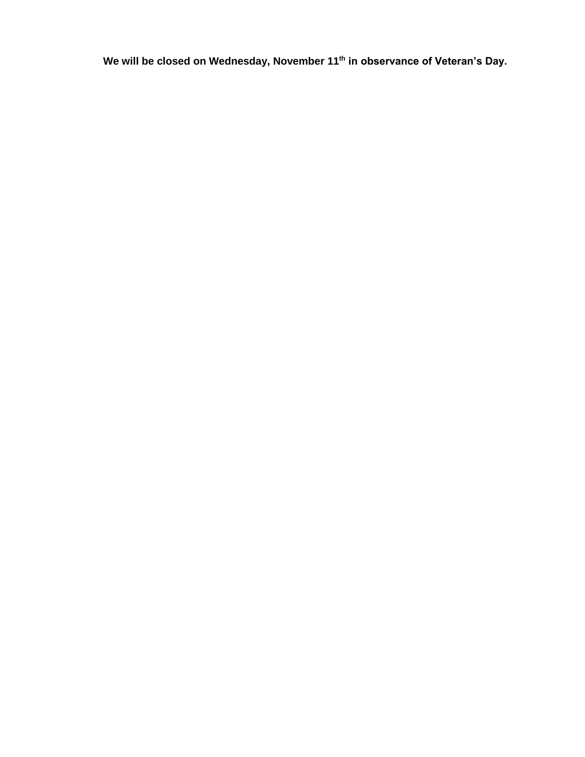**We will be closed on Wednesday, November 11th in observance of Veteran's Day.**